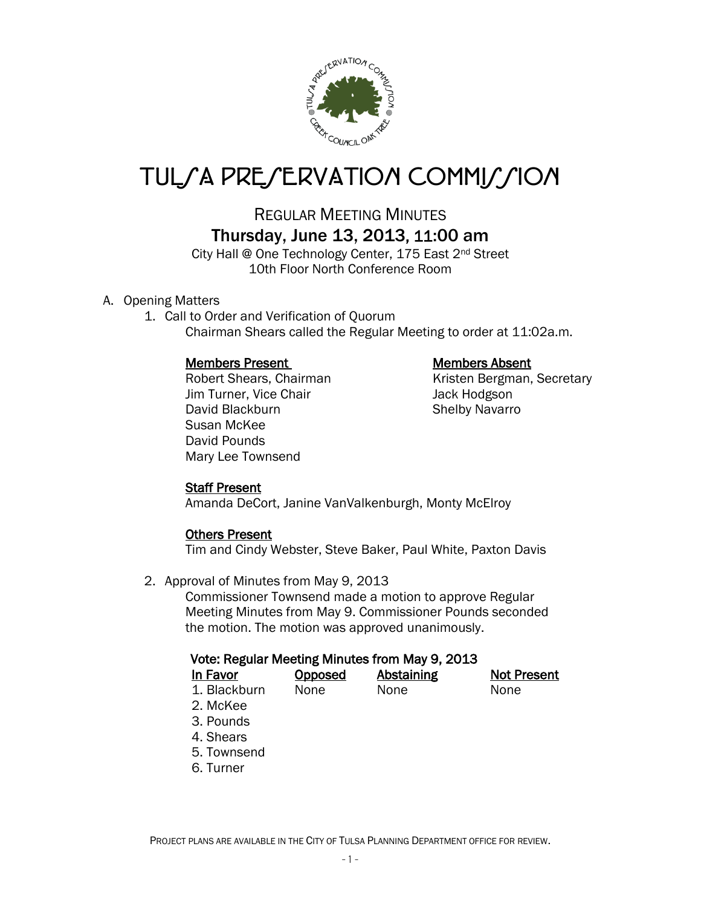# TULSA PRESERVATION COMMISSION

## REGULAR MEETING MINUTES

### Thursday, June 13, 2013, 11:00 am

City Hall @ One Technology Center, 175 East 2nd Street
10th Floor North Conference Room

A. Opening Matters

1. Call to Order and Verification of Quorum

   Chairman Shears called the Regular Meeting to order at 11:02a.m.

   **Members Present**
   Robert Shears, Chairman
   Jim Turner, Vice Chair
   David Blackburn
   Susan McKee
   David Pounds
   Mary Lee Townsend

   **Members Absent**
   Kristen Bergman, Secretary
   Jack Hodgson
   Shelby Navarro

   **Staff Present**
   Amanda DeCort, Janine VanValkenburgh, Monty McElroy

   **Others Present**
   Tim and Cindy Webster, Steve Baker, Paul White, Paxton Davis

2. Approval of Minutes from May 9, 2013

   Commissioner Townsend made a motion to approve Regular Meeting Minutes from May 9. Commissioner Pounds seconded the motion. The motion was approved unanimously.

   **Vote: Regular Meeting Minutes from May 9, 2013**

| In Favor | Opposed | Abstaining | Not Present |
|---|---|---|---|
| 1. Blackburn | None | None | None |
| 2. McKee | | | |
| 3. Pounds | | | |
| 4. Shears | | | |
| 5. Townsend | | | |
| 6. Turner | | | |

PROJECT PLANS ARE AVAILABLE IN THE CITY OF TULSA PLANNING DEPARTMENT OFFICE FOR REVIEW.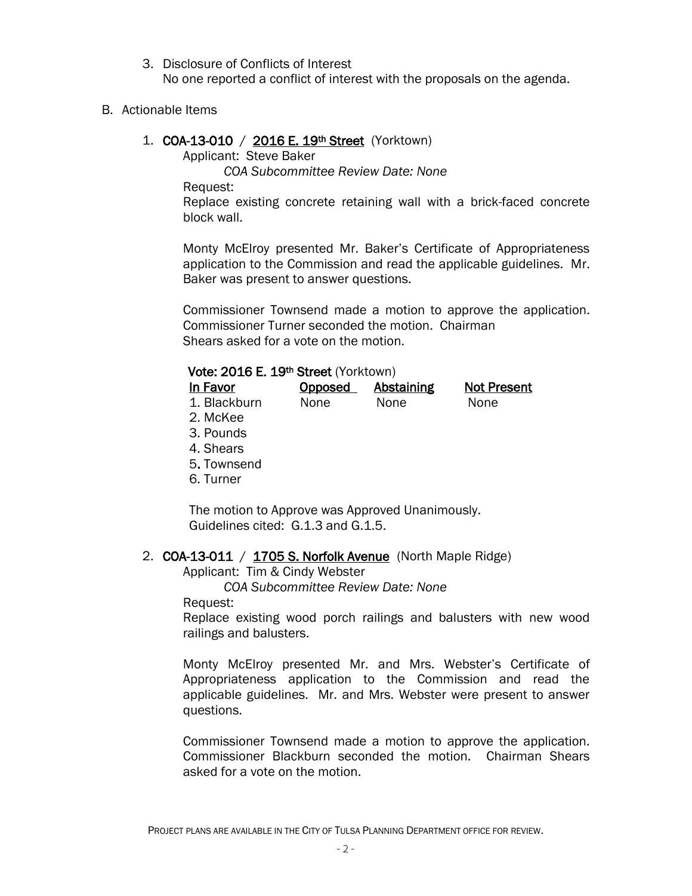3. Disclosure of Conflicts of Interest
   No one reported a conflict of interest with the proposals on the agenda.

B. Actionable Items

1. **COA-13-010** / **2016 E. 19th Street** (Yorktown)

   Applicant: Steve Baker

   *COA Subcommittee Review Date: None*

   Request:

   Replace existing concrete retaining wall with a brick-faced concrete block wall.

   Monty McElroy presented Mr. Baker's Certificate of Appropriateness application to the Commission and read the applicable guidelines. Mr. Baker was present to answer questions.

   Commissioner Townsend made a motion to approve the application. Commissioner Turner seconded the motion. Chairman Shears asked for a vote on the motion.

   **Vote: 2016 E. 19th Street** (Yorktown)

   | In Favor | Opposed | Abstaining | Not Present |
   |---|---|---|---|
   | 1. Blackburn | None | None | None |
   | 2. McKee | | | |
   | 3. Pounds | | | |
   | 4. Shears | | | |
   | 5. Townsend | | | |
   | 6. Turner | | | |

   The motion to Approve was Approved Unanimously.
   Guidelines cited: G.1.3 and G.1.5.

2. **COA-13-011** / **1705 S. Norfolk Avenue** (North Maple Ridge)

   Applicant: Tim & Cindy Webster

   *COA Subcommittee Review Date: None*

   Request:

   Replace existing wood porch railings and balusters with new wood railings and balusters.

   Monty McElroy presented Mr. and Mrs. Webster's Certificate of Appropriateness application to the Commission and read the applicable guidelines. Mr. and Mrs. Webster were present to answer questions.

   Commissioner Townsend made a motion to approve the application. Commissioner Blackburn seconded the motion. Chairman Shears asked for a vote on the motion.

PROJECT PLANS ARE AVAILABLE IN THE CITY OF TULSA PLANNING DEPARTMENT OFFICE FOR REVIEW.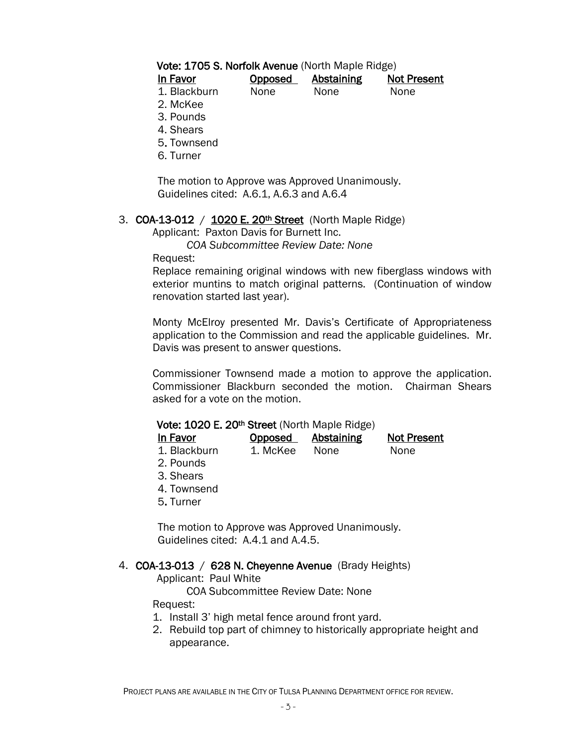**Vote: 1705 S. Norfolk Avenue** (North Maple Ridge)

| In Favor | Opposed | Abstaining | Not Present |
|---|---|---|---|
| 1. Blackburn | None | None | None |
| 2. McKee | | | |
| 3. Pounds | | | |
| 4. Shears | | | |
| 5. Townsend | | | |
| 6. Turner | | | |

The motion to Approve was Approved Unanimously.
Guidelines cited: A.6.1, A.6.3 and A.6.4

3. **COA-13-012** / **1020 E. 20th Street** (North Maple Ridge)

Applicant: Paxton Davis for Burnett Inc.

*COA Subcommittee Review Date: None*

Request:

Replace remaining original windows with new fiberglass windows with exterior muntins to match original patterns. (Continuation of window renovation started last year).

Monty McElroy presented Mr. Davis's Certificate of Appropriateness application to the Commission and read the applicable guidelines. Mr. Davis was present to answer questions.

Commissioner Townsend made a motion to approve the application. Commissioner Blackburn seconded the motion. Chairman Shears asked for a vote on the motion.

**Vote: 1020 E. 20th Street** (North Maple Ridge)

| In Favor | Opposed | Abstaining | Not Present |
|---|---|---|---|
| 1. Blackburn | 1. McKee | None | None |
| 2. Pounds | | | |
| 3. Shears | | | |
| 4. Townsend | | | |
| 5. Turner | | | |

The motion to Approve was Approved Unanimously.
Guidelines cited: A.4.1 and A.4.5.

4. **COA-13-013** / **628 N. Cheyenne Avenue** (Brady Heights)

Applicant: Paul White

COA Subcommittee Review Date: None

Request:

1. Install 3' high metal fence around front yard.
2. Rebuild top part of chimney to historically appropriate height and appearance.

PROJECT PLANS ARE AVAILABLE IN THE CITY OF TULSA PLANNING DEPARTMENT OFFICE FOR REVIEW.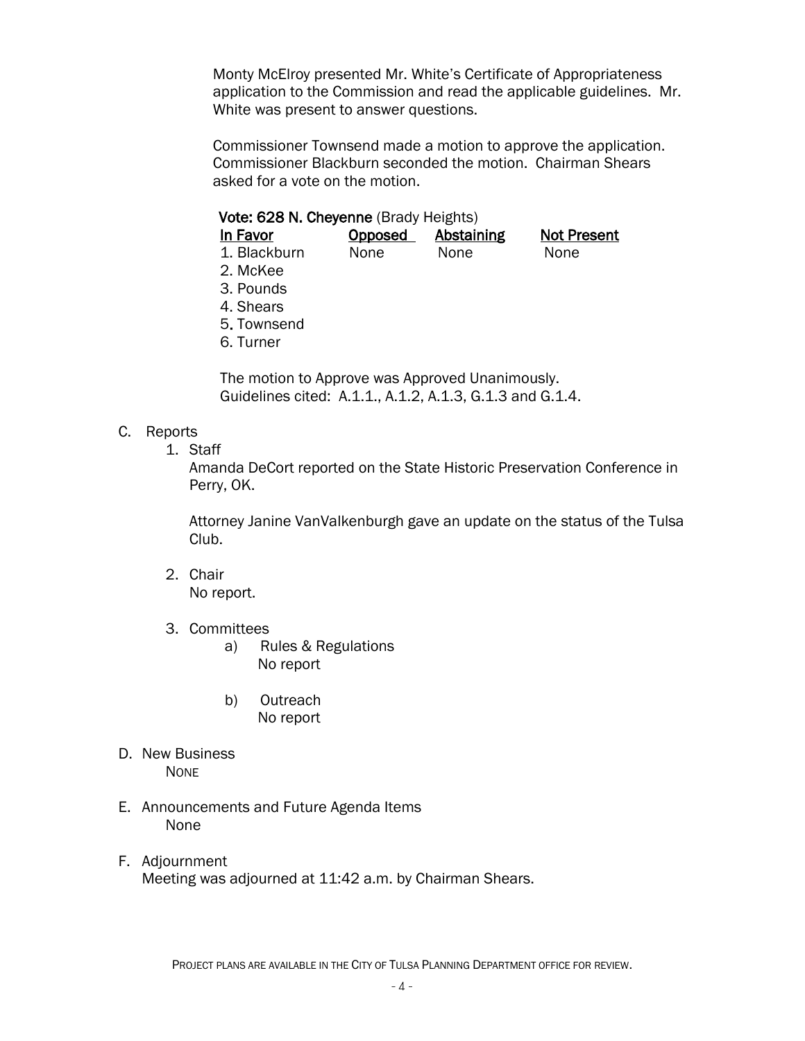Monty McElroy presented Mr. White's Certificate of Appropriateness application to the Commission and read the applicable guidelines. Mr. White was present to answer questions.

Commissioner Townsend made a motion to approve the application. Commissioner Blackburn seconded the motion. Chairman Shears asked for a vote on the motion.

**Vote: 628 N. Cheyenne** (Brady Heights)

| In Favor | Opposed | Abstaining | Not Present |
|---|---|---|---|
| 1. Blackburn | None | None | None |
| 2. McKee | | | |
| 3. Pounds | | | |
| 4. Shears | | | |
| 5. Townsend | | | |
| 6. Turner | | | |

The motion to Approve was Approved Unanimously.
Guidelines cited: A.1.1., A.1.2, A.1.3, G.1.3 and G.1.4.

C. Reports

1. Staff
   Amanda DeCort reported on the State Historic Preservation Conference in Perry, OK.

   Attorney Janine VanValkenburgh gave an update on the status of the Tulsa Club.

2. Chair
   No report.

3. Committees
   a) Rules & Regulations
      No report

   b) Outreach
      No report

D. New Business
   NONE

E. Announcements and Future Agenda Items
   None

F. Adjournment
   Meeting was adjourned at 11:42 a.m. by Chairman Shears.

PROJECT PLANS ARE AVAILABLE IN THE CITY OF TULSA PLANNING DEPARTMENT OFFICE FOR REVIEW.